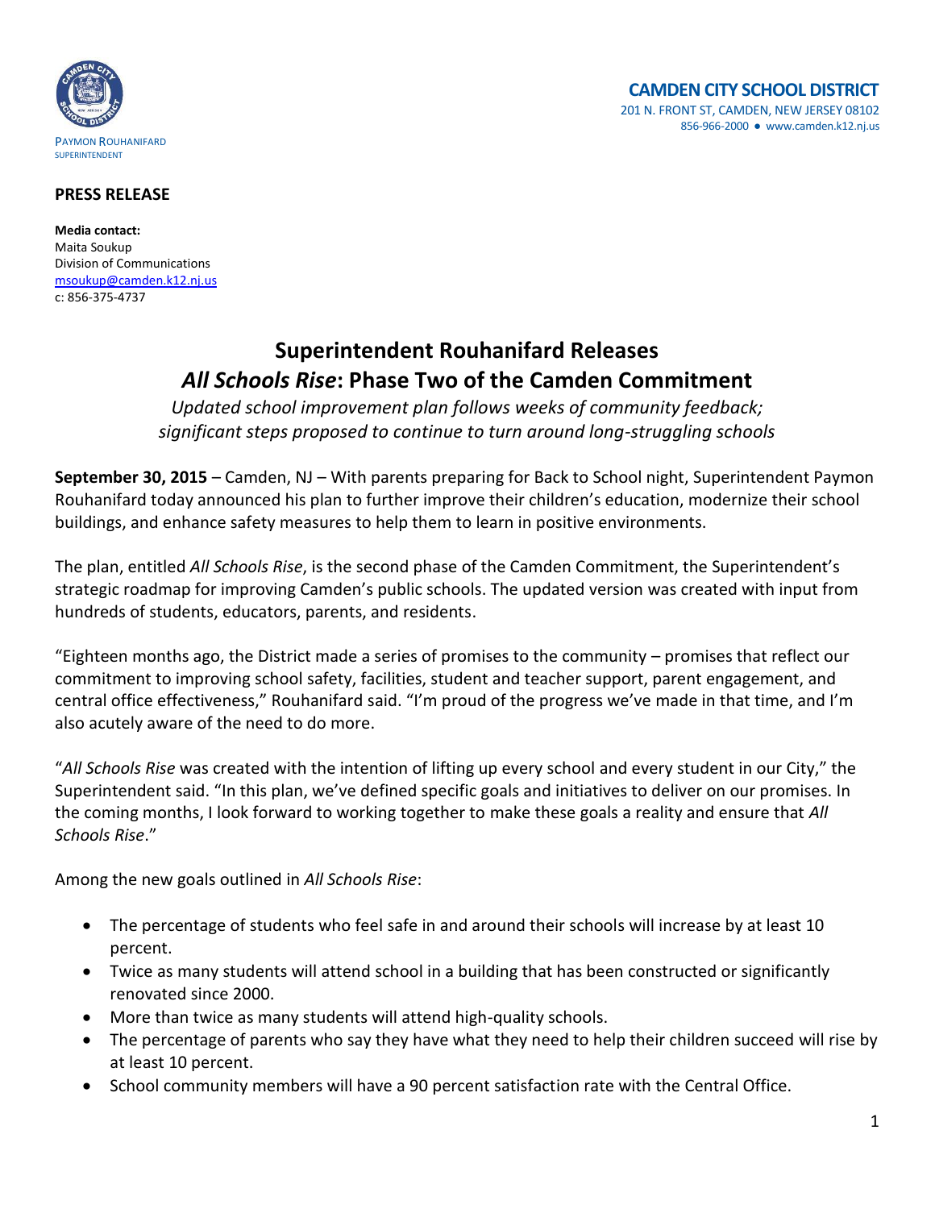PAYMON ROUHANIFARD
SUPERINTENDENT

**CAMDEN CITY SCHOOL DISTRICT**
201 N. FRONT ST, CAMDEN, NEW JERSEY 08102
856-966-2000 ● www.camden.k12.nj.us

**PRESS RELEASE**

**Media contact:**
Maita Soukup
Division of Communications
msoukup@camden.k12.nj.us
c: 856-375-4737

# Superintendent Rouhanifard Releases *All Schools Rise*: Phase Two of the Camden Commitment

*Updated school improvement plan follows weeks of community feedback; significant steps proposed to continue to turn around long-struggling schools*

**September 30, 2015** – Camden, NJ – With parents preparing for Back to School night, Superintendent Paymon Rouhanifard today announced his plan to further improve their children's education, modernize their school buildings, and enhance safety measures to help them to learn in positive environments.

The plan, entitled *All Schools Rise*, is the second phase of the Camden Commitment, the Superintendent's strategic roadmap for improving Camden's public schools. The updated version was created with input from hundreds of students, educators, parents, and residents.

"Eighteen months ago, the District made a series of promises to the community – promises that reflect our commitment to improving school safety, facilities, student and teacher support, parent engagement, and central office effectiveness," Rouhanifard said. "I'm proud of the progress we've made in that time, and I'm also acutely aware of the need to do more.

"*All Schools Rise* was created with the intention of lifting up every school and every student in our City," the Superintendent said. "In this plan, we've defined specific goals and initiatives to deliver on our promises. In the coming months, I look forward to working together to make these goals a reality and ensure that *All Schools Rise*."

Among the new goals outlined in *All Schools Rise*:

- The percentage of students who feel safe in and around their schools will increase by at least 10 percent.
- Twice as many students will attend school in a building that has been constructed or significantly renovated since 2000.
- More than twice as many students will attend high-quality schools.
- The percentage of parents who say they have what they need to help their children succeed will rise by at least 10 percent.
- School community members will have a 90 percent satisfaction rate with the Central Office.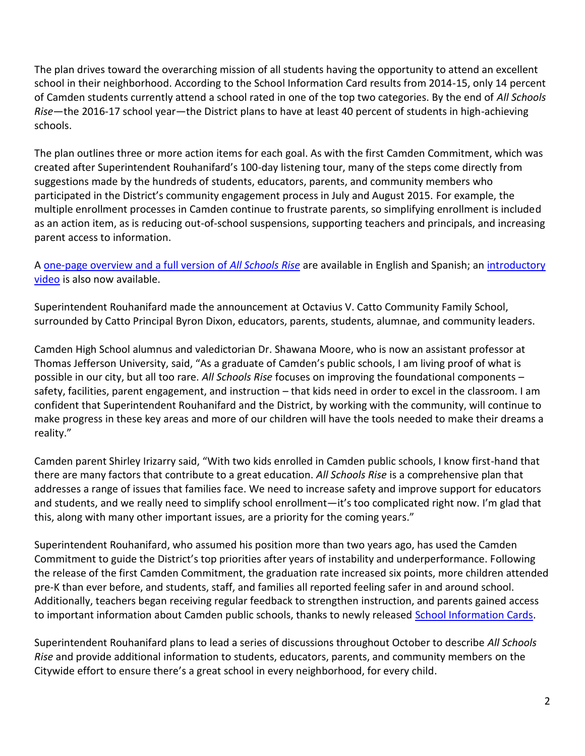The plan drives toward the overarching mission of all students having the opportunity to attend an excellent school in their neighborhood. According to the School Information Card results from 2014-15, only 14 percent of Camden students currently attend a school rated in one of the top two categories. By the end of *All Schools Rise*—the 2016-17 school year—the District plans to have at least 40 percent of students in high-achieving schools.

The plan outlines three or more action items for each goal. As with the first Camden Commitment, which was created after Superintendent Rouhanifard's 100-day listening tour, many of the steps come directly from suggestions made by the hundreds of students, educators, parents, and community members who participated in the District's community engagement process in July and August 2015. For example, the multiple enrollment processes in Camden continue to frustrate parents, so simplifying enrollment is included as an action item, as is reducing out-of-school suspensions, supporting teachers and principals, and increasing parent access to information.

A one-page overview and a full version of *All Schools Rise* are available in English and Spanish; an introductory video is also now available.

Superintendent Rouhanifard made the announcement at Octavius V. Catto Community Family School, surrounded by Catto Principal Byron Dixon, educators, parents, students, alumnae, and community leaders.

Camden High School alumnus and valedictorian Dr. Shawana Moore, who is now an assistant professor at Thomas Jefferson University, said, "As a graduate of Camden's public schools, I am living proof of what is possible in our city, but all too rare. *All Schools Rise* focuses on improving the foundational components – safety, facilities, parent engagement, and instruction – that kids need in order to excel in the classroom. I am confident that Superintendent Rouhanifard and the District, by working with the community, will continue to make progress in these key areas and more of our children will have the tools needed to make their dreams a reality."

Camden parent Shirley Irizarry said, "With two kids enrolled in Camden public schools, I know first-hand that there are many factors that contribute to a great education. *All Schools Rise* is a comprehensive plan that addresses a range of issues that families face. We need to increase safety and improve support for educators and students, and we really need to simplify school enrollment—it's too complicated right now. I'm glad that this, along with many other important issues, are a priority for the coming years."

Superintendent Rouhanifard, who assumed his position more than two years ago, has used the Camden Commitment to guide the District's top priorities after years of instability and underperformance. Following the release of the first Camden Commitment, the graduation rate increased six points, more children attended pre-K than ever before, and students, staff, and families all reported feeling safer in and around school. Additionally, teachers began receiving regular feedback to strengthen instruction, and parents gained access to important information about Camden public schools, thanks to newly released School Information Cards.

Superintendent Rouhanifard plans to lead a series of discussions throughout October to describe *All Schools Rise* and provide additional information to students, educators, parents, and community members on the Citywide effort to ensure there's a great school in every neighborhood, for every child.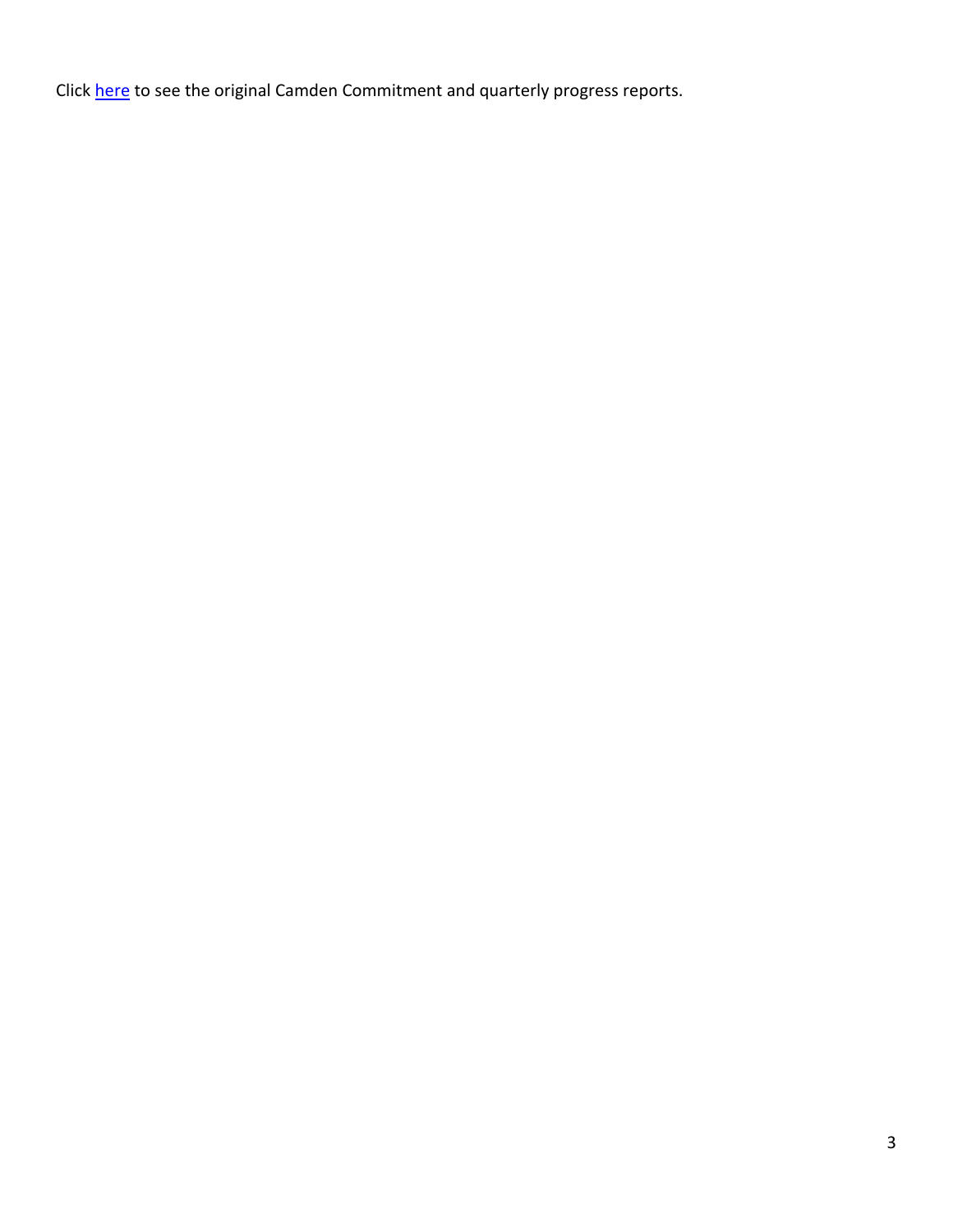Click [here]() to see the original Camden Commitment and quarterly progress reports.